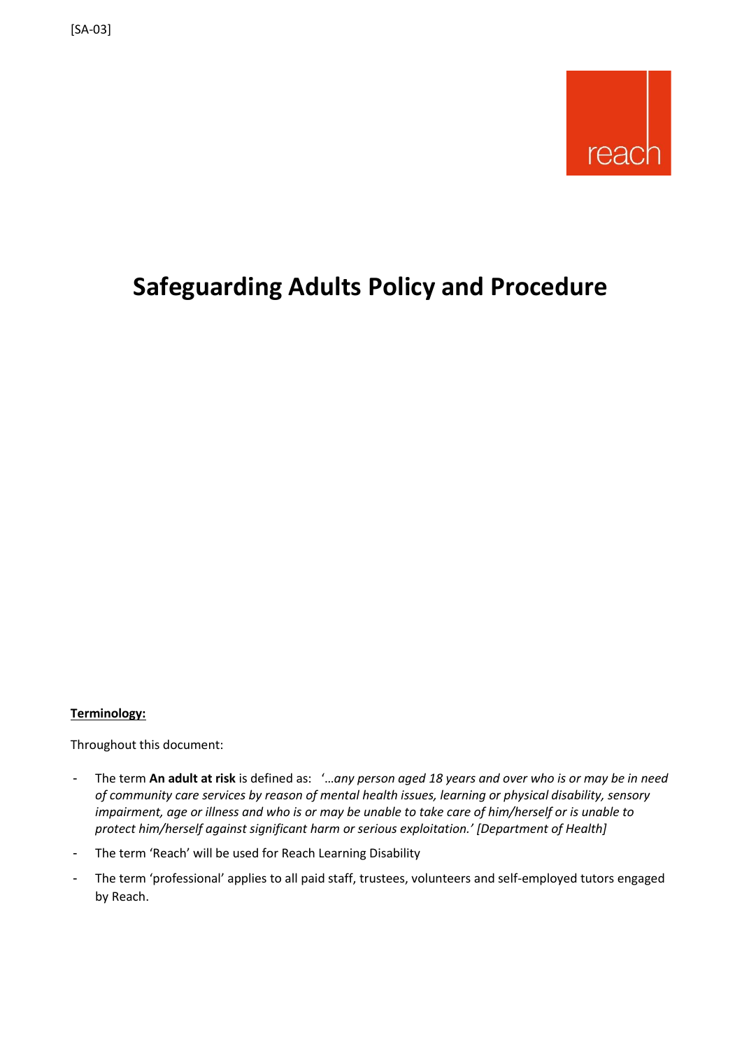[SA-03]

reach

# Safeguarding Adults Policy and Procedure

**Terminology:**

Throughout this document:

- The term **An adult at risk** is defined as: '*…any person aged 18 years and over who is or may be in need of community care services by reason of mental health issues, learning or physical disability, sensory impairment, age or illness and who is or may be unable to take care of him/herself or is unable to protect him/herself against significant harm or serious exploitation.' [Department of Health]*
- The term 'Reach' will be used for Reach Learning Disability
- The term 'professional' applies to all paid staff, trustees, volunteers and self-employed tutors engaged by Reach.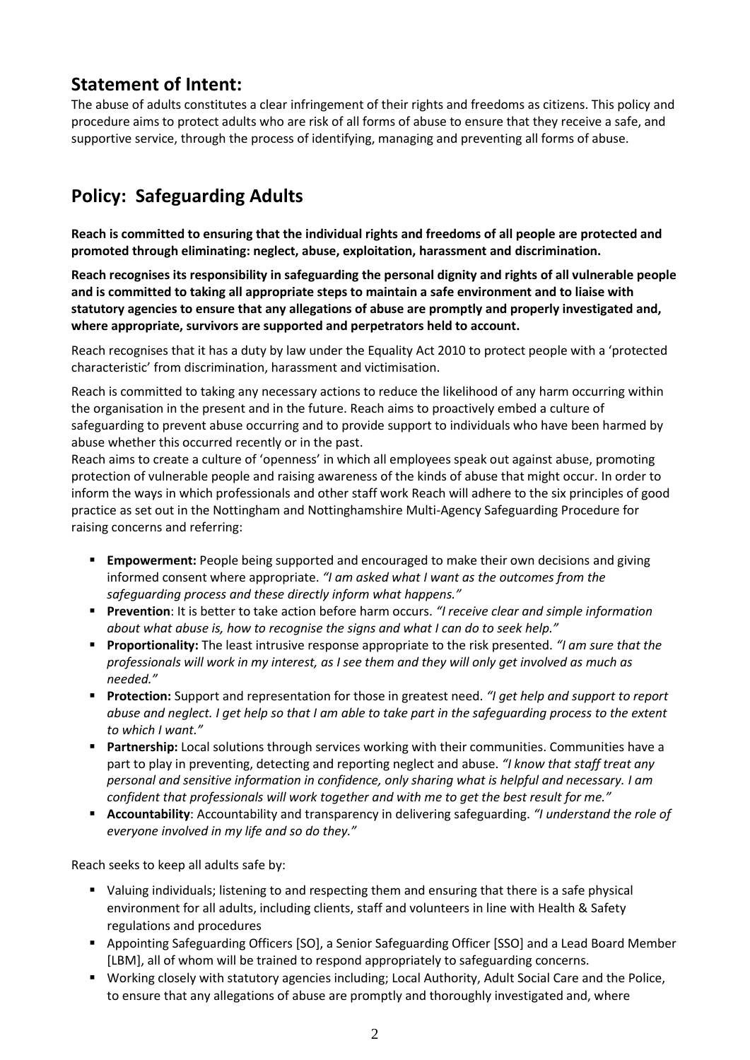## Statement of Intent:

The abuse of adults constitutes a clear infringement of their rights and freedoms as citizens. This policy and procedure aims to protect adults who are risk of all forms of abuse to ensure that they receive a safe, and supportive service, through the process of identifying, managing and preventing all forms of abuse.

## Policy: Safeguarding Adults

**Reach is committed to ensuring that the individual rights and freedoms of all people are protected and promoted through eliminating: neglect, abuse, exploitation, harassment and discrimination.**

**Reach recognises its responsibility in safeguarding the personal dignity and rights of all vulnerable people and is committed to taking all appropriate steps to maintain a safe environment and to liaise with statutory agencies to ensure that any allegations of abuse are promptly and properly investigated and, where appropriate, survivors are supported and perpetrators held to account.**

Reach recognises that it has a duty by law under the Equality Act 2010 to protect people with a 'protected characteristic' from discrimination, harassment and victimisation.

Reach is committed to taking any necessary actions to reduce the likelihood of any harm occurring within the organisation in the present and in the future. Reach aims to proactively embed a culture of safeguarding to prevent abuse occurring and to provide support to individuals who have been harmed by abuse whether this occurred recently or in the past.

Reach aims to create a culture of 'openness' in which all employees speak out against abuse, promoting protection of vulnerable people and raising awareness of the kinds of abuse that might occur. In order to inform the ways in which professionals and other staff work Reach will adhere to the six principles of good practice as set out in the Nottingham and Nottinghamshire Multi-Agency Safeguarding Procedure for raising concerns and referring:

- **Empowerment:** People being supported and encouraged to make their own decisions and giving informed consent where appropriate. *"I am asked what I want as the outcomes from the safeguarding process and these directly inform what happens."*
- **Prevention**: It is better to take action before harm occurs. *"I receive clear and simple information about what abuse is, how to recognise the signs and what I can do to seek help."*
- **Proportionality:** The least intrusive response appropriate to the risk presented. *"I am sure that the professionals will work in my interest, as I see them and they will only get involved as much as needed."*
- **Protection:** Support and representation for those in greatest need. *"I get help and support to report abuse and neglect. I get help so that I am able to take part in the safeguarding process to the extent to which I want."*
- **Partnership:** Local solutions through services working with their communities. Communities have a part to play in preventing, detecting and reporting neglect and abuse. *"I know that staff treat any personal and sensitive information in confidence, only sharing what is helpful and necessary. I am confident that professionals will work together and with me to get the best result for me."*
- **Accountability**: Accountability and transparency in delivering safeguarding. *"I understand the role of everyone involved in my life and so do they."*

Reach seeks to keep all adults safe by:

- Valuing individuals; listening to and respecting them and ensuring that there is a safe physical environment for all adults, including clients, staff and volunteers in line with Health & Safety regulations and procedures
- Appointing Safeguarding Officers [SO], a Senior Safeguarding Officer [SSO] and a Lead Board Member [LBM], all of whom will be trained to respond appropriately to safeguarding concerns.
- Working closely with statutory agencies including; Local Authority, Adult Social Care and the Police, to ensure that any allegations of abuse are promptly and thoroughly investigated and, where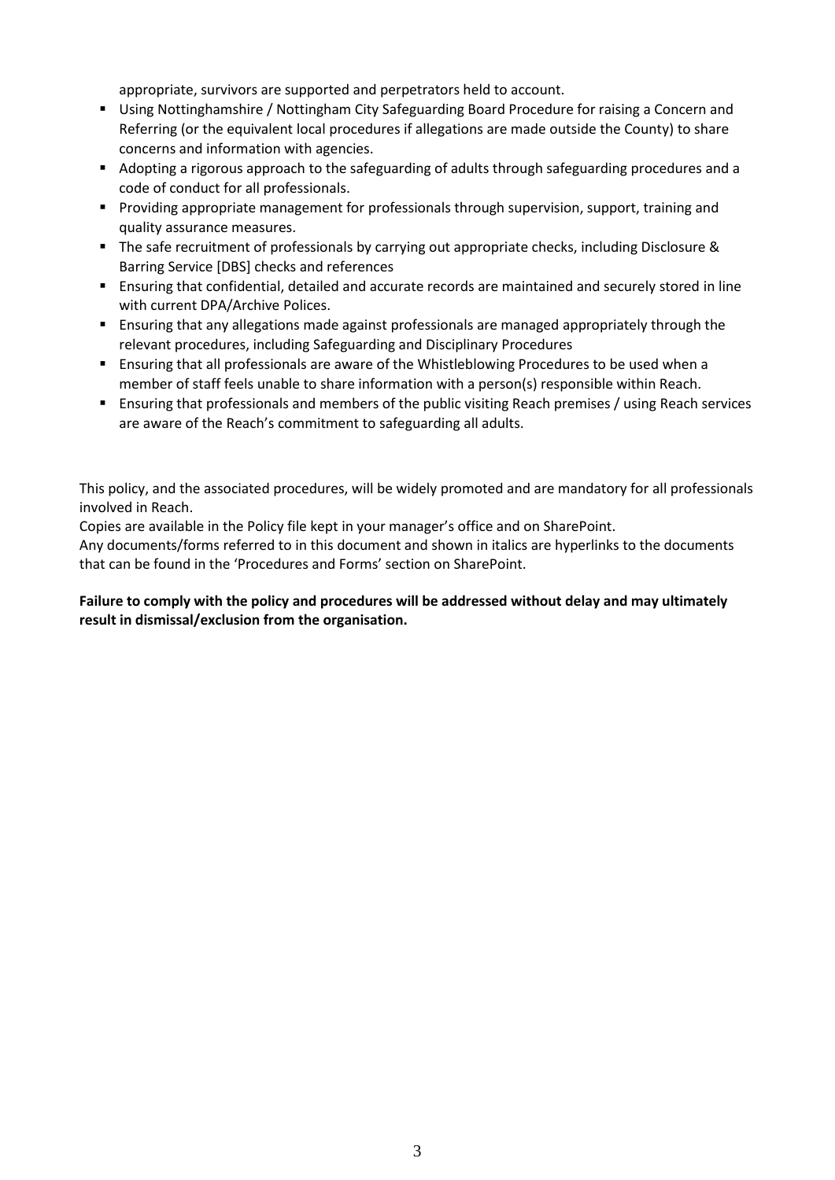appropriate, survivors are supported and perpetrators held to account.

- Using Nottinghamshire / Nottingham City Safeguarding Board Procedure for raising a Concern and Referring (or the equivalent local procedures if allegations are made outside the County) to share concerns and information with agencies.
- Adopting a rigorous approach to the safeguarding of adults through safeguarding procedures and a code of conduct for all professionals.
- Providing appropriate management for professionals through supervision, support, training and quality assurance measures.
- The safe recruitment of professionals by carrying out appropriate checks, including Disclosure & Barring Service [DBS] checks and references
- Ensuring that confidential, detailed and accurate records are maintained and securely stored in line with current DPA/Archive Polices.
- Ensuring that any allegations made against professionals are managed appropriately through the relevant procedures, including Safeguarding and Disciplinary Procedures
- Ensuring that all professionals are aware of the Whistleblowing Procedures to be used when a member of staff feels unable to share information with a person(s) responsible within Reach.
- Ensuring that professionals and members of the public visiting Reach premises / using Reach services are aware of the Reach's commitment to safeguarding all adults.

This policy, and the associated procedures, will be widely promoted and are mandatory for all professionals involved in Reach.

Copies are available in the Policy file kept in your manager's office and on SharePoint.

Any documents/forms referred to in this document and shown in italics are hyperlinks to the documents that can be found in the 'Procedures and Forms' section on SharePoint.

**Failure to comply with the policy and procedures will be addressed without delay and may ultimately result in dismissal/exclusion from the organisation.**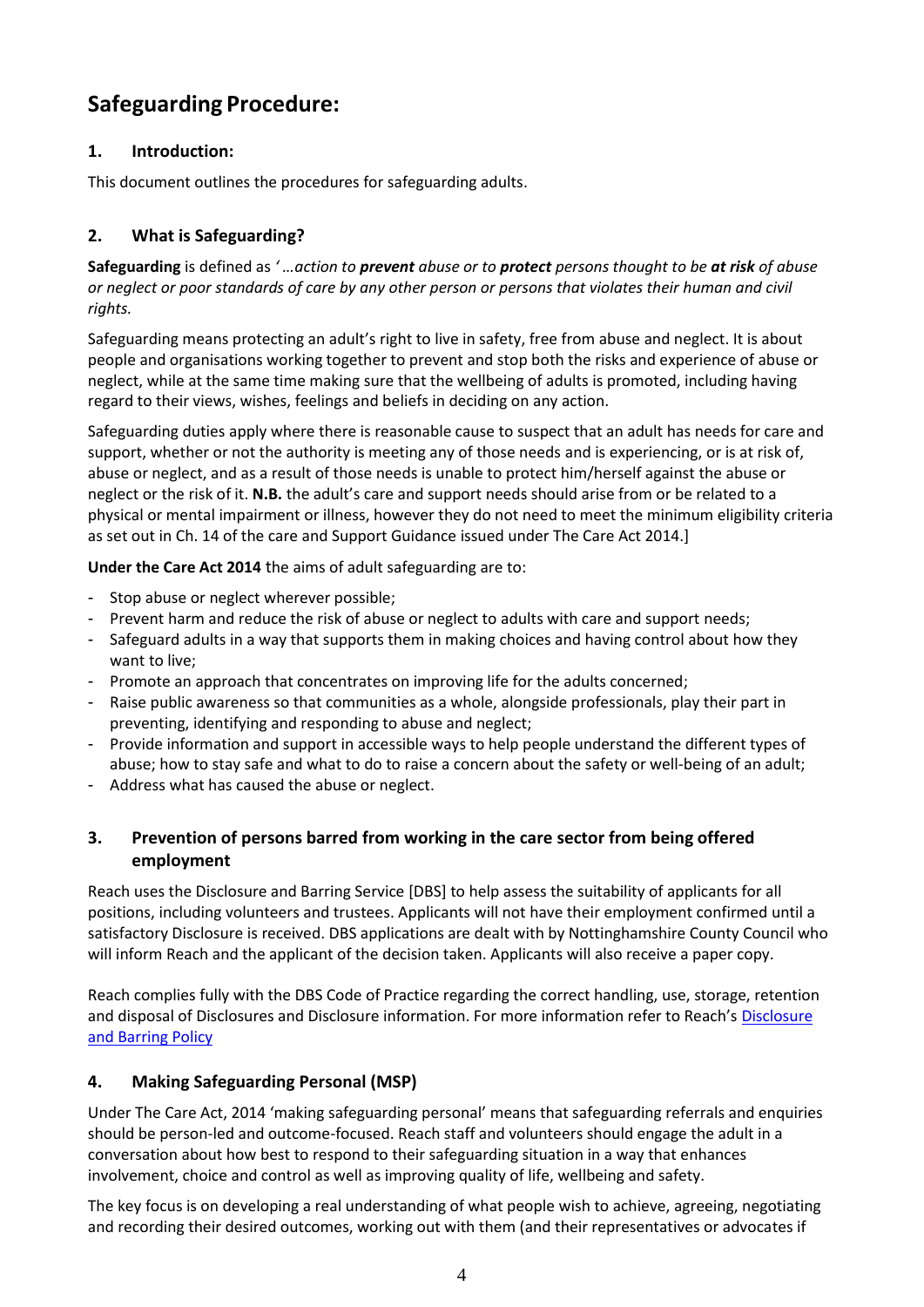# Safeguarding Procedure:

## 1. Introduction:

This document outlines the procedures for safeguarding adults.

## 2. What is Safeguarding?

**Safeguarding** is defined as *' …action to **prevent** abuse or to **protect** persons thought to be **at risk** of abuse or neglect or poor standards of care by any other person or persons that violates their human and civil rights.*

Safeguarding means protecting an adult's right to live in safety, free from abuse and neglect. It is about people and organisations working together to prevent and stop both the risks and experience of abuse or neglect, while at the same time making sure that the wellbeing of adults is promoted, including having regard to their views, wishes, feelings and beliefs in deciding on any action.

Safeguarding duties apply where there is reasonable cause to suspect that an adult has needs for care and support, whether or not the authority is meeting any of those needs and is experiencing, or is at risk of, abuse or neglect, and as a result of those needs is unable to protect him/herself against the abuse or neglect or the risk of it. **N.B.** the adult's care and support needs should arise from or be related to a physical or mental impairment or illness, however they do not need to meet the minimum eligibility criteria as set out in Ch. 14 of the care and Support Guidance issued under The Care Act 2014.]

**Under the Care Act 2014** the aims of adult safeguarding are to:

- Stop abuse or neglect wherever possible;
- Prevent harm and reduce the risk of abuse or neglect to adults with care and support needs;
- Safeguard adults in a way that supports them in making choices and having control about how they want to live;
- Promote an approach that concentrates on improving life for the adults concerned;
- Raise public awareness so that communities as a whole, alongside professionals, play their part in preventing, identifying and responding to abuse and neglect;
- Provide information and support in accessible ways to help people understand the different types of abuse; how to stay safe and what to do to raise a concern about the safety or well-being of an adult;
- Address what has caused the abuse or neglect.

## 3. Prevention of persons barred from working in the care sector from being offered employment

Reach uses the Disclosure and Barring Service [DBS] to help assess the suitability of applicants for all positions, including volunteers and trustees. Applicants will not have their employment confirmed until a satisfactory Disclosure is received. DBS applications are dealt with by Nottinghamshire County Council who will inform Reach and the applicant of the decision taken. Applicants will also receive a paper copy.

Reach complies fully with the DBS Code of Practice regarding the correct handling, use, storage, retention and disposal of Disclosures and Disclosure information. For more information refer to Reach's Disclosure and Barring Policy

## 4. Making Safeguarding Personal (MSP)

Under The Care Act, 2014 'making safeguarding personal' means that safeguarding referrals and enquiries should be person-led and outcome-focused. Reach staff and volunteers should engage the adult in a conversation about how best to respond to their safeguarding situation in a way that enhances involvement, choice and control as well as improving quality of life, wellbeing and safety.

The key focus is on developing a real understanding of what people wish to achieve, agreeing, negotiating and recording their desired outcomes, working out with them (and their representatives or advocates if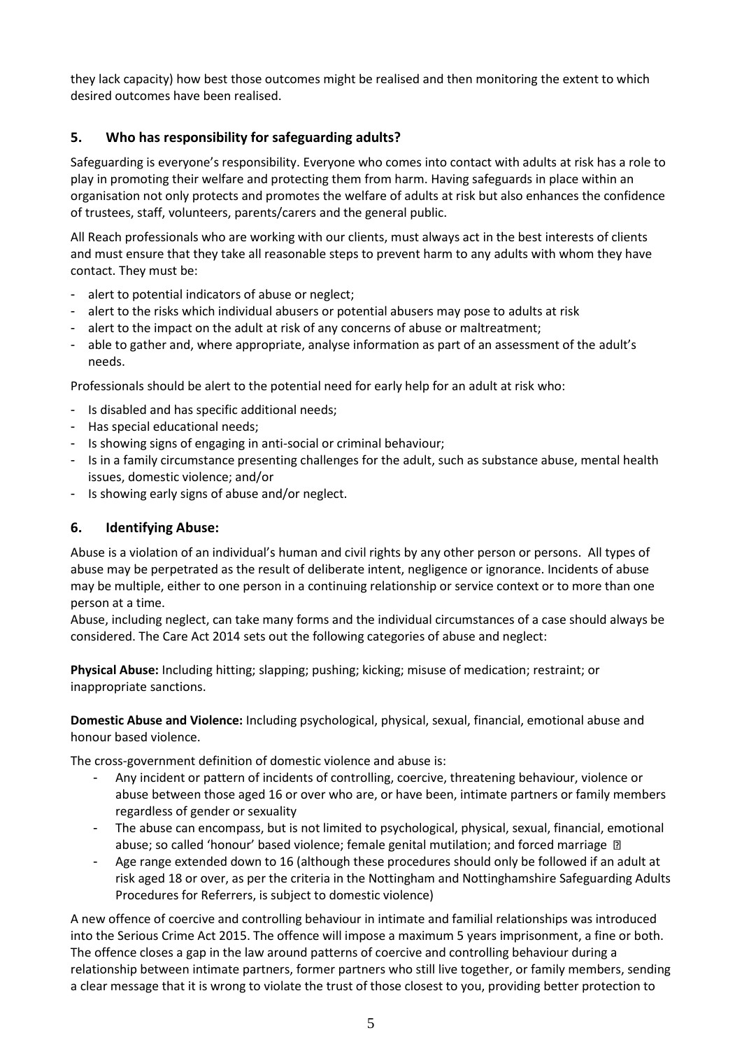they lack capacity) how best those outcomes might be realised and then monitoring the extent to which desired outcomes have been realised.

## 5. Who has responsibility for safeguarding adults?

Safeguarding is everyone's responsibility. Everyone who comes into contact with adults at risk has a role to play in promoting their welfare and protecting them from harm. Having safeguards in place within an organisation not only protects and promotes the welfare of adults at risk but also enhances the confidence of trustees, staff, volunteers, parents/carers and the general public.

All Reach professionals who are working with our clients, must always act in the best interests of clients and must ensure that they take all reasonable steps to prevent harm to any adults with whom they have contact. They must be:

- alert to potential indicators of abuse or neglect;
- alert to the risks which individual abusers or potential abusers may pose to adults at risk
- alert to the impact on the adult at risk of any concerns of abuse or maltreatment;
- able to gather and, where appropriate, analyse information as part of an assessment of the adult's needs.

Professionals should be alert to the potential need for early help for an adult at risk who:

- Is disabled and has specific additional needs;
- Has special educational needs;
- Is showing signs of engaging in anti-social or criminal behaviour;
- Is in a family circumstance presenting challenges for the adult, such as substance abuse, mental health issues, domestic violence; and/or
- Is showing early signs of abuse and/or neglect.

## 6. Identifying Abuse:

Abuse is a violation of an individual's human and civil rights by any other person or persons. All types of abuse may be perpetrated as the result of deliberate intent, negligence or ignorance. Incidents of abuse may be multiple, either to one person in a continuing relationship or service context or to more than one person at a time.

Abuse, including neglect, can take many forms and the individual circumstances of a case should always be considered. The Care Act 2014 sets out the following categories of abuse and neglect:

**Physical Abuse:** Including hitting; slapping; pushing; kicking; misuse of medication; restraint; or inappropriate sanctions.

**Domestic Abuse and Violence:** Including psychological, physical, sexual, financial, emotional abuse and honour based violence.

The cross-government definition of domestic violence and abuse is:

- Any incident or pattern of incidents of controlling, coercive, threatening behaviour, violence or abuse between those aged 16 or over who are, or have been, intimate partners or family members regardless of gender or sexuality
- The abuse can encompass, but is not limited to psychological, physical, sexual, financial, emotional abuse; so called 'honour' based violence; female genital mutilation; and forced marriage
- Age range extended down to 16 (although these procedures should only be followed if an adult at risk aged 18 or over, as per the criteria in the Nottingham and Nottinghamshire Safeguarding Adults Procedures for Referrers, is subject to domestic violence)

A new offence of coercive and controlling behaviour in intimate and familial relationships was introduced into the Serious Crime Act 2015. The offence will impose a maximum 5 years imprisonment, a fine or both. The offence closes a gap in the law around patterns of coercive and controlling behaviour during a relationship between intimate partners, former partners who still live together, or family members, sending a clear message that it is wrong to violate the trust of those closest to you, providing better protection to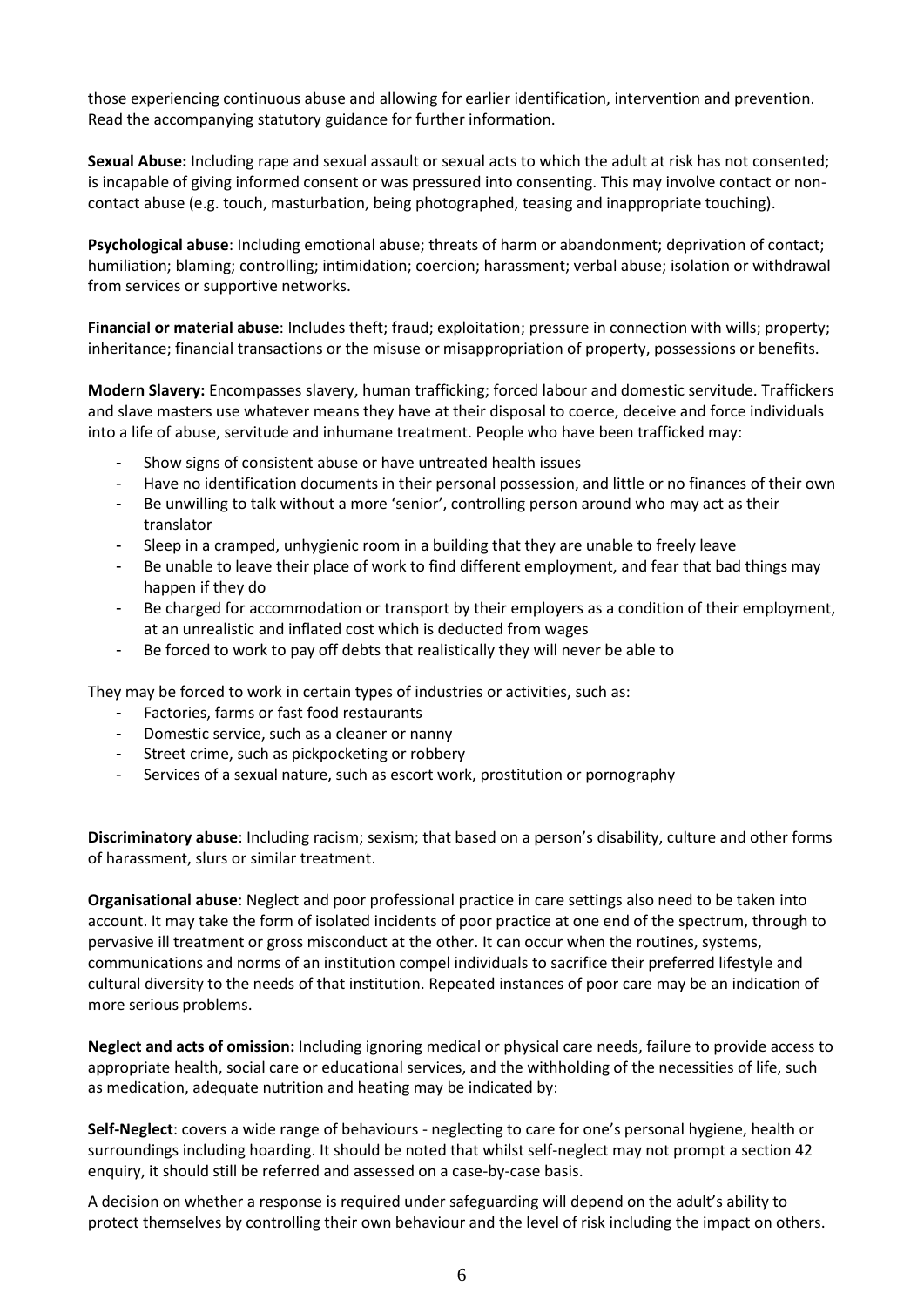those experiencing continuous abuse and allowing for earlier identification, intervention and prevention. Read the accompanying statutory guidance for further information.

**Sexual Abuse:** Including rape and sexual assault or sexual acts to which the adult at risk has not consented; is incapable of giving informed consent or was pressured into consenting. This may involve contact or non-contact abuse (e.g. touch, masturbation, being photographed, teasing and inappropriate touching).

**Psychological abuse**: Including emotional abuse; threats of harm or abandonment; deprivation of contact; humiliation; blaming; controlling; intimidation; coercion; harassment; verbal abuse; isolation or withdrawal from services or supportive networks.

**Financial or material abuse**: Includes theft; fraud; exploitation; pressure in connection with wills; property; inheritance; financial transactions or the misuse or misappropriation of property, possessions or benefits.

**Modern Slavery:** Encompasses slavery, human trafficking; forced labour and domestic servitude. Traffickers and slave masters use whatever means they have at their disposal to coerce, deceive and force individuals into a life of abuse, servitude and inhumane treatment. People who have been trafficked may:

- Show signs of consistent abuse or have untreated health issues
- Have no identification documents in their personal possession, and little or no finances of their own
- Be unwilling to talk without a more 'senior', controlling person around who may act as their translator
- Sleep in a cramped, unhygienic room in a building that they are unable to freely leave
- Be unable to leave their place of work to find different employment, and fear that bad things may happen if they do
- Be charged for accommodation or transport by their employers as a condition of their employment, at an unrealistic and inflated cost which is deducted from wages
- Be forced to work to pay off debts that realistically they will never be able to

They may be forced to work in certain types of industries or activities, such as:

- Factories, farms or fast food restaurants
- Domestic service, such as a cleaner or nanny
- Street crime, such as pickpocketing or robbery
- Services of a sexual nature, such as escort work, prostitution or pornography

**Discriminatory abuse**: Including racism; sexism; that based on a person's disability, culture and other forms of harassment, slurs or similar treatment.

**Organisational abuse**: Neglect and poor professional practice in care settings also need to be taken into account. It may take the form of isolated incidents of poor practice at one end of the spectrum, through to pervasive ill treatment or gross misconduct at the other. It can occur when the routines, systems, communications and norms of an institution compel individuals to sacrifice their preferred lifestyle and cultural diversity to the needs of that institution. Repeated instances of poor care may be an indication of more serious problems.

**Neglect and acts of omission:** Including ignoring medical or physical care needs, failure to provide access to appropriate health, social care or educational services, and the withholding of the necessities of life, such as medication, adequate nutrition and heating may be indicated by:

**Self-Neglect**: covers a wide range of behaviours - neglecting to care for one's personal hygiene, health or surroundings including hoarding. It should be noted that whilst self-neglect may not prompt a section 42 enquiry, it should still be referred and assessed on a case-by-case basis.

A decision on whether a response is required under safeguarding will depend on the adult's ability to protect themselves by controlling their own behaviour and the level of risk including the impact on others.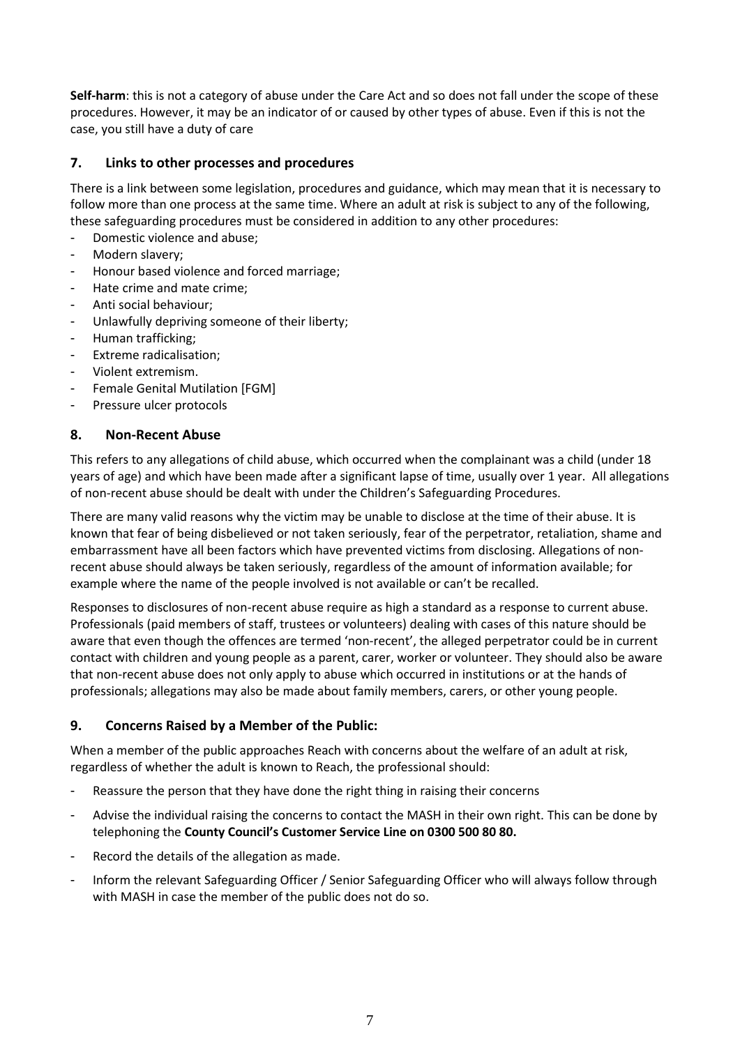**Self-harm**: this is not a category of abuse under the Care Act and so does not fall under the scope of these procedures. However, it may be an indicator of or caused by other types of abuse. Even if this is not the case, you still have a duty of care

## 7. Links to other processes and procedures

There is a link between some legislation, procedures and guidance, which may mean that it is necessary to follow more than one process at the same time. Where an adult at risk is subject to any of the following, these safeguarding procedures must be considered in addition to any other procedures:

- Domestic violence and abuse;
- Modern slavery;
- Honour based violence and forced marriage;
- Hate crime and mate crime;
- Anti social behaviour;
- Unlawfully depriving someone of their liberty;
- Human trafficking;
- Extreme radicalisation;
- Violent extremism.
- Female Genital Mutilation [FGM]
- Pressure ulcer protocols

## 8. Non-Recent Abuse

This refers to any allegations of child abuse, which occurred when the complainant was a child (under 18 years of age) and which have been made after a significant lapse of time, usually over 1 year. All allegations of non-recent abuse should be dealt with under the Children's Safeguarding Procedures.

There are many valid reasons why the victim may be unable to disclose at the time of their abuse. It is known that fear of being disbelieved or not taken seriously, fear of the perpetrator, retaliation, shame and embarrassment have all been factors which have prevented victims from disclosing. Allegations of non-recent abuse should always be taken seriously, regardless of the amount of information available; for example where the name of the people involved is not available or can't be recalled.

Responses to disclosures of non-recent abuse require as high a standard as a response to current abuse. Professionals (paid members of staff, trustees or volunteers) dealing with cases of this nature should be aware that even though the offences are termed 'non-recent', the alleged perpetrator could be in current contact with children and young people as a parent, carer, worker or volunteer. They should also be aware that non-recent abuse does not only apply to abuse which occurred in institutions or at the hands of professionals; allegations may also be made about family members, carers, or other young people.

## 9. Concerns Raised by a Member of the Public:

When a member of the public approaches Reach with concerns about the welfare of an adult at risk, regardless of whether the adult is known to Reach, the professional should:

- Reassure the person that they have done the right thing in raising their concerns
- Advise the individual raising the concerns to contact the MASH in their own right. This can be done by telephoning the **County Council's Customer Service Line on 0300 500 80 80.**
- Record the details of the allegation as made.
- Inform the relevant Safeguarding Officer / Senior Safeguarding Officer who will always follow through with MASH in case the member of the public does not do so.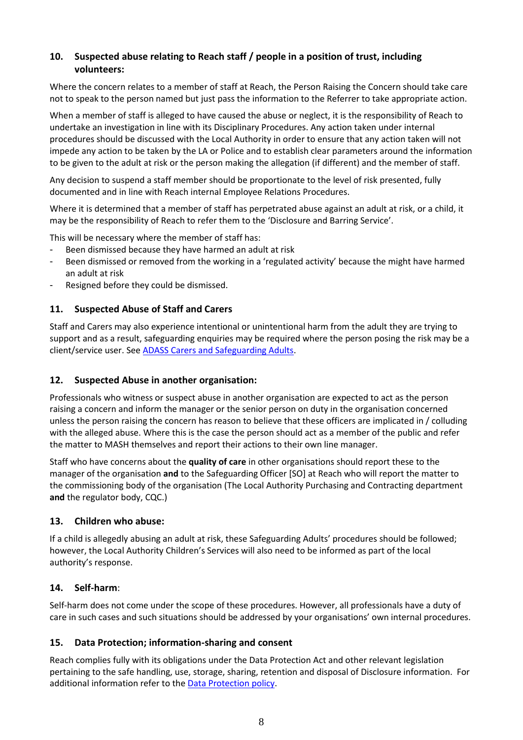## 10. Suspected abuse relating to Reach staff / people in a position of trust, including volunteers:

Where the concern relates to a member of staff at Reach, the Person Raising the Concern should take care not to speak to the person named but just pass the information to the Referrer to take appropriate action.

When a member of staff is alleged to have caused the abuse or neglect, it is the responsibility of Reach to undertake an investigation in line with its Disciplinary Procedures. Any action taken under internal procedures should be discussed with the Local Authority in order to ensure that any action taken will not impede any action to be taken by the LA or Police and to establish clear parameters around the information to be given to the adult at risk or the person making the allegation (if different) and the member of staff.

Any decision to suspend a staff member should be proportionate to the level of risk presented, fully documented and in line with Reach internal Employee Relations Procedures.

Where it is determined that a member of staff has perpetrated abuse against an adult at risk, or a child, it may be the responsibility of Reach to refer them to the 'Disclosure and Barring Service'.

This will be necessary where the member of staff has:

- Been dismissed because they have harmed an adult at risk
- Been dismissed or removed from the working in a 'regulated activity' because the might have harmed an adult at risk
- Resigned before they could be dismissed.

## 11. Suspected Abuse of Staff and Carers

Staff and Carers may also experience intentional or unintentional harm from the adult they are trying to support and as a result, safeguarding enquiries may be required where the person posing the risk may be a client/service user. See [ADASS Carers and Safeguarding Adults](ADASS Carers and Safeguarding Adults).

## 12. Suspected Abuse in another organisation:

Professionals who witness or suspect abuse in another organisation are expected to act as the person raising a concern and inform the manager or the senior person on duty in the organisation concerned unless the person raising the concern has reason to believe that these officers are implicated in / colluding with the alleged abuse. Where this is the case the person should act as a member of the public and refer the matter to MASH themselves and report their actions to their own line manager.

Staff who have concerns about the **quality of care** in other organisations should report these to the manager of the organisation **and** to the Safeguarding Officer [SO] at Reach who will report the matter to the commissioning body of the organisation (The Local Authority Purchasing and Contracting department **and** the regulator body, CQC.)

## 13. Children who abuse:

If a child is allegedly abusing an adult at risk, these Safeguarding Adults' procedures should be followed; however, the Local Authority Children's Services will also need to be informed as part of the local authority's response.

## 14. Self-harm:

Self-harm does not come under the scope of these procedures. However, all professionals have a duty of care in such cases and such situations should be addressed by your organisations' own internal procedures.

## 15. Data Protection; information-sharing and consent

Reach complies fully with its obligations under the Data Protection Act and other relevant legislation pertaining to the safe handling, use, storage, sharing, retention and disposal of Disclosure information. For additional information refer to the [Data Protection policy](Data Protection policy).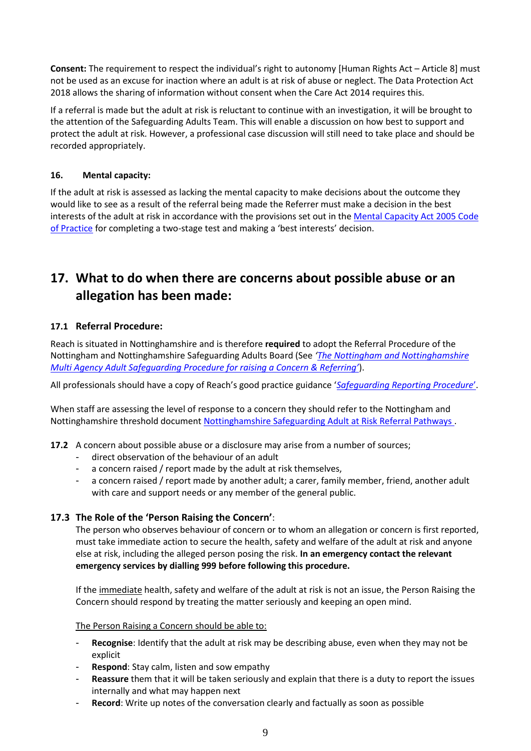**Consent:** The requirement to respect the individual's right to autonomy [Human Rights Act – Article 8] must not be used as an excuse for inaction where an adult is at risk of abuse or neglect. The Data Protection Act 2018 allows the sharing of information without consent when the Care Act 2014 requires this.

If a referral is made but the adult at risk is reluctant to continue with an investigation, it will be brought to the attention of the Safeguarding Adults Team. This will enable a discussion on how best to support and protect the adult at risk. However, a professional case discussion will still need to take place and should be recorded appropriately.

### 16. Mental capacity:

If the adult at risk is assessed as lacking the mental capacity to make decisions about the outcome they would like to see as a result of the referral being made the Referrer must make a decision in the best interests of the adult at risk in accordance with the provisions set out in the Mental Capacity Act 2005 Code of Practice for completing a two-stage test and making a 'best interests' decision.

## 17. What to do when there are concerns about possible abuse or an allegation has been made:

### 17.1 Referral Procedure:

Reach is situated in Nottinghamshire and is therefore **required** to adopt the Referral Procedure of the Nottingham and Nottinghamshire Safeguarding Adults Board (See *'The Nottingham and Nottinghamshire Multi Agency Adult Safeguarding Procedure for raising a Concern & Referring'*).

All professionals should have a copy of Reach's good practice guidance '*Safeguarding Reporting Procedure*'.

When staff are assessing the level of response to a concern they should refer to the Nottingham and Nottinghamshire threshold document Nottinghamshire Safeguarding Adult at Risk Referral Pathways .

**17.2** A concern about possible abuse or a disclosure may arise from a number of sources;

- direct observation of the behaviour of an adult
- a concern raised / report made by the adult at risk themselves,
- a concern raised / report made by another adult; a carer, family member, friend, another adult with care and support needs or any member of the general public.

### 17.3 The Role of the 'Person Raising the Concern':

The person who observes behaviour of concern or to whom an allegation or concern is first reported, must take immediate action to secure the health, safety and welfare of the adult at risk and anyone else at risk, including the alleged person posing the risk. **In an emergency contact the relevant emergency services by dialling 999 before following this procedure.**

If the immediate health, safety and welfare of the adult at risk is not an issue, the Person Raising the Concern should respond by treating the matter seriously and keeping an open mind.

The Person Raising a Concern should be able to:

- **Recognise**: Identify that the adult at risk may be describing abuse, even when they may not be explicit
- **Respond**: Stay calm, listen and sow empathy
- **Reassure** them that it will be taken seriously and explain that there is a duty to report the issues internally and what may happen next
- **Record**: Write up notes of the conversation clearly and factually as soon as possible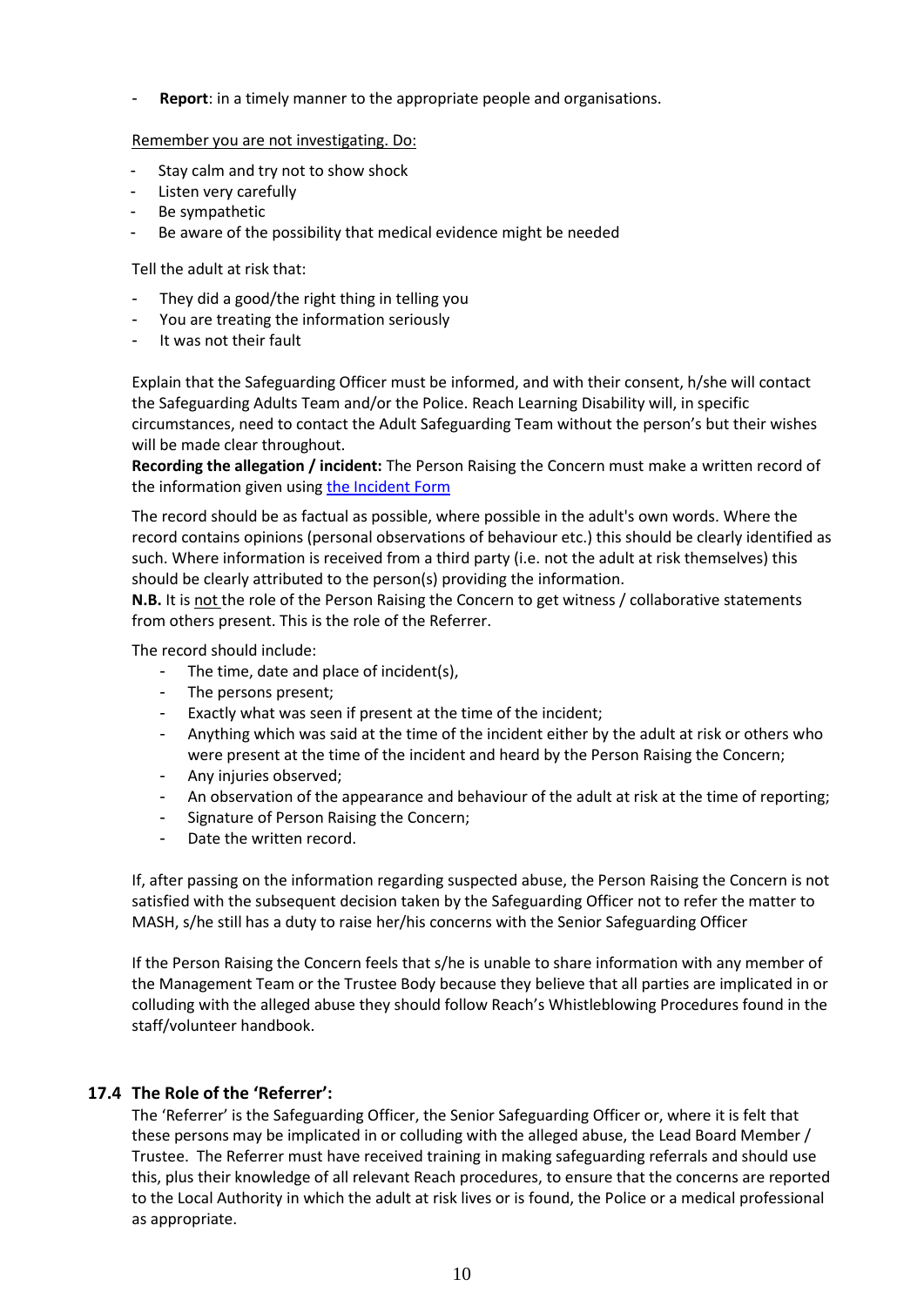- **Report**: in a timely manner to the appropriate people and organisations.

Remember you are not investigating. Do:

- Stay calm and try not to show shock
- Listen very carefully
- Be sympathetic
- Be aware of the possibility that medical evidence might be needed

Tell the adult at risk that:

- They did a good/the right thing in telling you
- You are treating the information seriously
- It was not their fault

Explain that the Safeguarding Officer must be informed, and with their consent, h/she will contact the Safeguarding Adults Team and/or the Police. Reach Learning Disability will, in specific circumstances, need to contact the Adult Safeguarding Team without the person's but their wishes will be made clear throughout.

**Recording the allegation / incident:** The Person Raising the Concern must make a written record of the information given using [the Incident Form]

The record should be as factual as possible, where possible in the adult's own words. Where the record contains opinions (personal observations of behaviour etc.) this should be clearly identified as such. Where information is received from a third party (i.e. not the adult at risk themselves) this should be clearly attributed to the person(s) providing the information.

**N.B.** It is not the role of the Person Raising the Concern to get witness / collaborative statements from others present. This is the role of the Referrer.

The record should include:

- The time, date and place of incident(s),
- The persons present;
- Exactly what was seen if present at the time of the incident;
- Anything which was said at the time of the incident either by the adult at risk or others who were present at the time of the incident and heard by the Person Raising the Concern;
- Any injuries observed;
- An observation of the appearance and behaviour of the adult at risk at the time of reporting;
- Signature of Person Raising the Concern;
- Date the written record.

If, after passing on the information regarding suspected abuse, the Person Raising the Concern is not satisfied with the subsequent decision taken by the Safeguarding Officer not to refer the matter to MASH, s/he still has a duty to raise her/his concerns with the Senior Safeguarding Officer

If the Person Raising the Concern feels that s/he is unable to share information with any member of the Management Team or the Trustee Body because they believe that all parties are implicated in or colluding with the alleged abuse they should follow Reach's Whistleblowing Procedures found in the staff/volunteer handbook.

### 17.4 The Role of the 'Referrer':

The 'Referrer' is the Safeguarding Officer, the Senior Safeguarding Officer or, where it is felt that these persons may be implicated in or colluding with the alleged abuse, the Lead Board Member / Trustee. The Referrer must have received training in making safeguarding referrals and should use this, plus their knowledge of all relevant Reach procedures, to ensure that the concerns are reported to the Local Authority in which the adult at risk lives or is found, the Police or a medical professional as appropriate.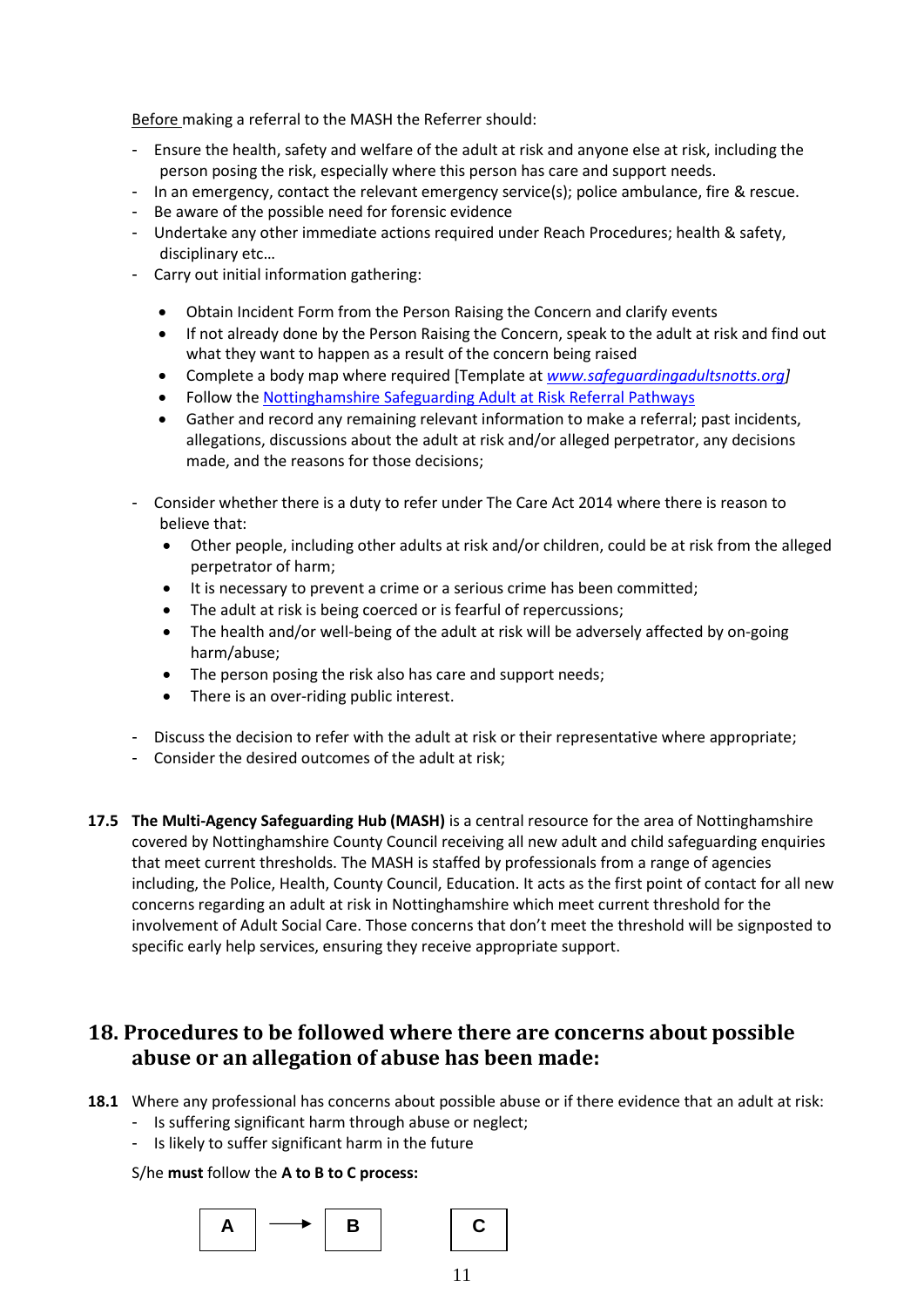<u>Before</u> making a referral to the MASH the Referrer should:

- Ensure the health, safety and welfare of the adult at risk and anyone else at risk, including the person posing the risk, especially where this person has care and support needs.
- In an emergency, contact the relevant emergency service(s); police ambulance, fire & rescue.
- Be aware of the possible need for forensic evidence
- Undertake any other immediate actions required under Reach Procedures; health & safety, disciplinary etc…
- Carry out initial information gathering:
  - Obtain Incident Form from the Person Raising the Concern and clarify events
  - If not already done by the Person Raising the Concern, speak to the adult at risk and find out what they want to happen as a result of the concern being raised
  - Complete a body map where required [Template at *www.safeguardingadultsnotts.org*]
  - Follow the Nottinghamshire Safeguarding Adult at Risk Referral Pathways
  - Gather and record any remaining relevant information to make a referral; past incidents, allegations, discussions about the adult at risk and/or alleged perpetrator, any decisions made, and the reasons for those decisions;
- Consider whether there is a duty to refer under The Care Act 2014 where there is reason to believe that:
  - Other people, including other adults at risk and/or children, could be at risk from the alleged perpetrator of harm;
  - It is necessary to prevent a crime or a serious crime has been committed;
  - The adult at risk is being coerced or is fearful of repercussions;
  - The health and/or well-being of the adult at risk will be adversely affected by on-going harm/abuse;
  - The person posing the risk also has care and support needs;
  - There is an over-riding public interest.
- Discuss the decision to refer with the adult at risk or their representative where appropriate;
- Consider the desired outcomes of the adult at risk;

**17.5** **The Multi-Agency Safeguarding Hub (MASH)** is a central resource for the area of Nottinghamshire covered by Nottinghamshire County Council receiving all new adult and child safeguarding enquiries that meet current thresholds. The MASH is staffed by professionals from a range of agencies including, the Police, Health, County Council, Education. It acts as the first point of contact for all new concerns regarding an adult at risk in Nottinghamshire which meet current threshold for the involvement of Adult Social Care. Those concerns that don't meet the threshold will be signposted to specific early help services, ensuring they receive appropriate support.

## 18. Procedures to be followed where there are concerns about possible abuse or an allegation of abuse has been made:

**18.1** Where any professional has concerns about possible abuse or if there evidence that an adult at risk:

- Is suffering significant harm through abuse or neglect;
- Is likely to suffer significant harm in the future

S/he **must** follow the **A to B to C process:**

A → B  C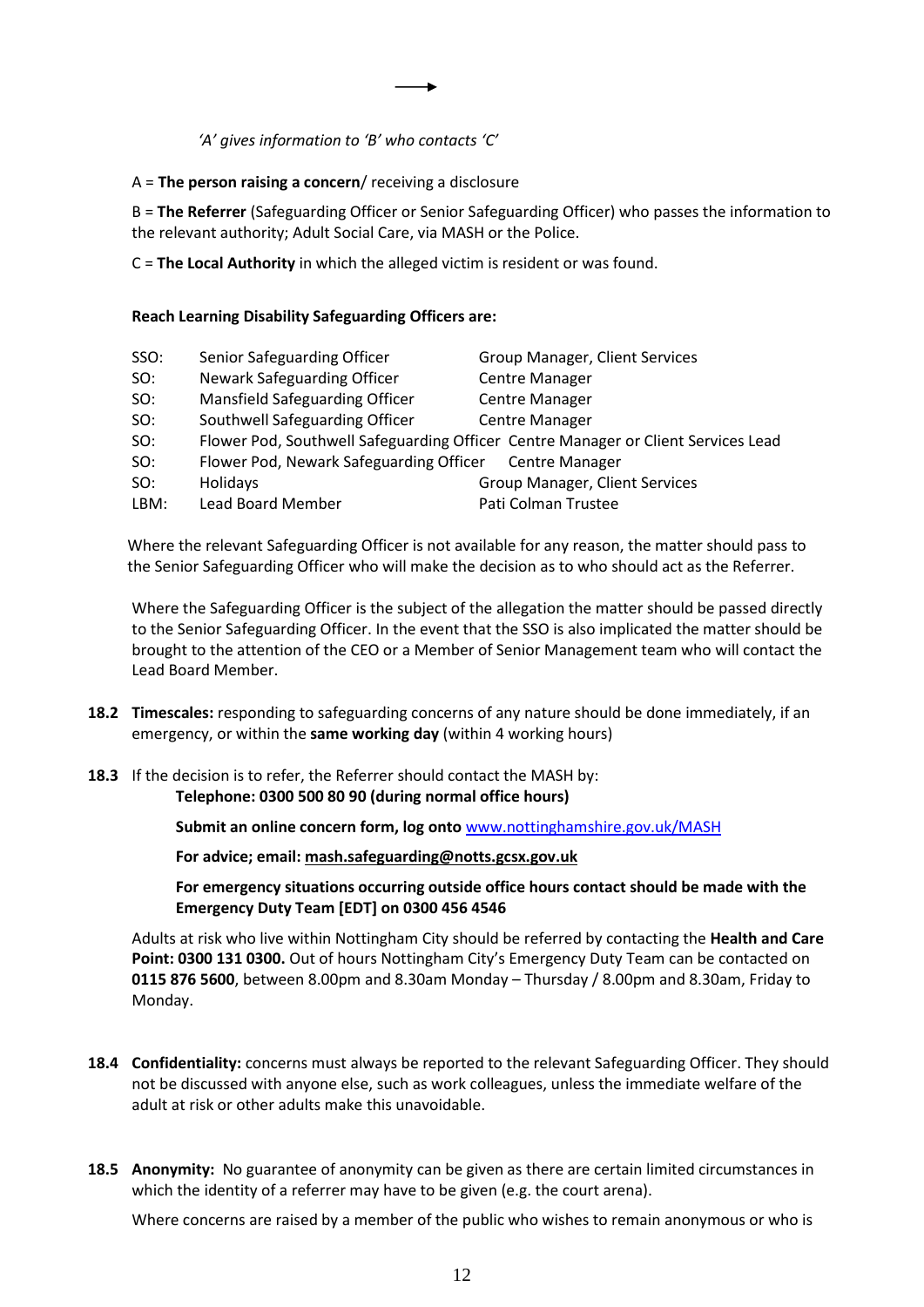→

*'A' gives information to 'B' who contacts 'C'*

A = **The person raising a concern**/ receiving a disclosure

B = **The Referrer** (Safeguarding Officer or Senior Safeguarding Officer) who passes the information to the relevant authority; Adult Social Care, via MASH or the Police.

C = **The Local Authority** in which the alleged victim is resident or was found.

**Reach Learning Disability Safeguarding Officers are:**

| | | |
|---|---|---|
| SSO: | Senior Safeguarding Officer | Group Manager, Client Services |
| SO: | Newark Safeguarding Officer | Centre Manager |
| SO: | Mansfield Safeguarding Officer | Centre Manager |
| SO: | Southwell Safeguarding Officer | Centre Manager |
| SO: | Flower Pod, Southwell Safeguarding Officer | Centre Manager or Client Services Lead |
| SO: | Flower Pod, Newark Safeguarding Officer | Centre Manager |
| SO: | Holidays | Group Manager, Client Services |
| LBM: | Lead Board Member | Pati Colman Trustee |

Where the relevant Safeguarding Officer is not available for any reason, the matter should pass to the Senior Safeguarding Officer who will make the decision as to who should act as the Referrer.

Where the Safeguarding Officer is the subject of the allegation the matter should be passed directly to the Senior Safeguarding Officer. In the event that the SSO is also implicated the matter should be brought to the attention of the CEO or a Member of Senior Management team who will contact the Lead Board Member.

**18.2** **Timescales:** responding to safeguarding concerns of any nature should be done immediately, if an emergency, or within the **same working day** (within 4 working hours)

**18.3** If the decision is to refer, the Referrer should contact the MASH by:

**Telephone: 0300 500 80 90 (during normal office hours)**

**Submit an online concern form, log onto** [www.nottinghamshire.gov.uk/MASH](http://www.nottinghamshire.gov.uk/MASH)

**For advice; email: mash.safeguarding@notts.gcsx.gov.uk**

**For emergency situations occurring outside office hours contact should be made with the Emergency Duty Team [EDT] on 0300 456 4546**

Adults at risk who live within Nottingham City should be referred by contacting the **Health and Care Point: 0300 131 0300.** Out of hours Nottingham City's Emergency Duty Team can be contacted on **0115 876 5600**, between 8.00pm and 8.30am Monday – Thursday / 8.00pm and 8.30am, Friday to Monday.

**18.4** **Confidentiality:** concerns must always be reported to the relevant Safeguarding Officer. They should not be discussed with anyone else, such as work colleagues, unless the immediate welfare of the adult at risk or other adults make this unavoidable.

**18.5** **Anonymity:** No guarantee of anonymity can be given as there are certain limited circumstances in which the identity of a referrer may have to be given (e.g. the court arena).

Where concerns are raised by a member of the public who wishes to remain anonymous or who is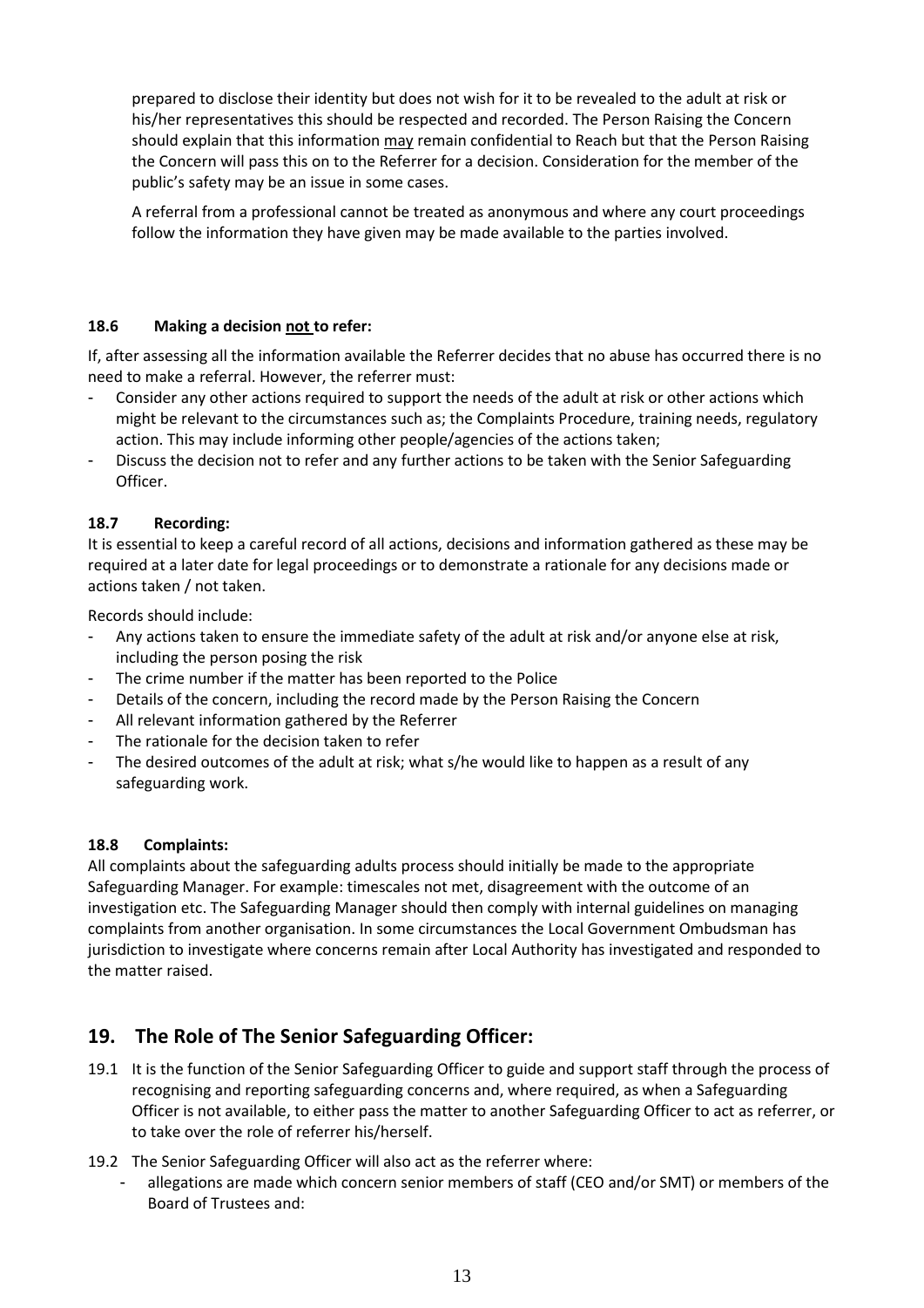prepared to disclose their identity but does not wish for it to be revealed to the adult at risk or his/her representatives this should be respected and recorded. The Person Raising the Concern should explain that this information <u>may</u> remain confidential to Reach but that the Person Raising the Concern will pass this on to the Referrer for a decision. Consideration for the member of the public's safety may be an issue in some cases.

A referral from a professional cannot be treated as anonymous and where any court proceedings follow the information they have given may be made available to the parties involved.

### 18.6 Making a decision <u>not</u> to refer:

If, after assessing all the information available the Referrer decides that no abuse has occurred there is no need to make a referral. However, the referrer must:

- Consider any other actions required to support the needs of the adult at risk or other actions which might be relevant to the circumstances such as; the Complaints Procedure, training needs, regulatory action. This may include informing other people/agencies of the actions taken;
- Discuss the decision not to refer and any further actions to be taken with the Senior Safeguarding Officer.

### 18.7 Recording:

It is essential to keep a careful record of all actions, decisions and information gathered as these may be required at a later date for legal proceedings or to demonstrate a rationale for any decisions made or actions taken / not taken.

Records should include:

- Any actions taken to ensure the immediate safety of the adult at risk and/or anyone else at risk, including the person posing the risk
- The crime number if the matter has been reported to the Police
- Details of the concern, including the record made by the Person Raising the Concern
- All relevant information gathered by the Referrer
- The rationale for the decision taken to refer
- The desired outcomes of the adult at risk; what s/he would like to happen as a result of any safeguarding work.

### 18.8 Complaints:

All complaints about the safeguarding adults process should initially be made to the appropriate Safeguarding Manager. For example: timescales not met, disagreement with the outcome of an investigation etc. The Safeguarding Manager should then comply with internal guidelines on managing complaints from another organisation. In some circumstances the Local Government Ombudsman has jurisdiction to investigate where concerns remain after Local Authority has investigated and responded to the matter raised.

## 19. The Role of The Senior Safeguarding Officer:

19.1 It is the function of the Senior Safeguarding Officer to guide and support staff through the process of recognising and reporting safeguarding concerns and, where required, as when a Safeguarding Officer is not available, to either pass the matter to another Safeguarding Officer to act as referrer, or to take over the role of referrer his/herself.

19.2 The Senior Safeguarding Officer will also act as the referrer where:

- allegations are made which concern senior members of staff (CEO and/or SMT) or members of the Board of Trustees and: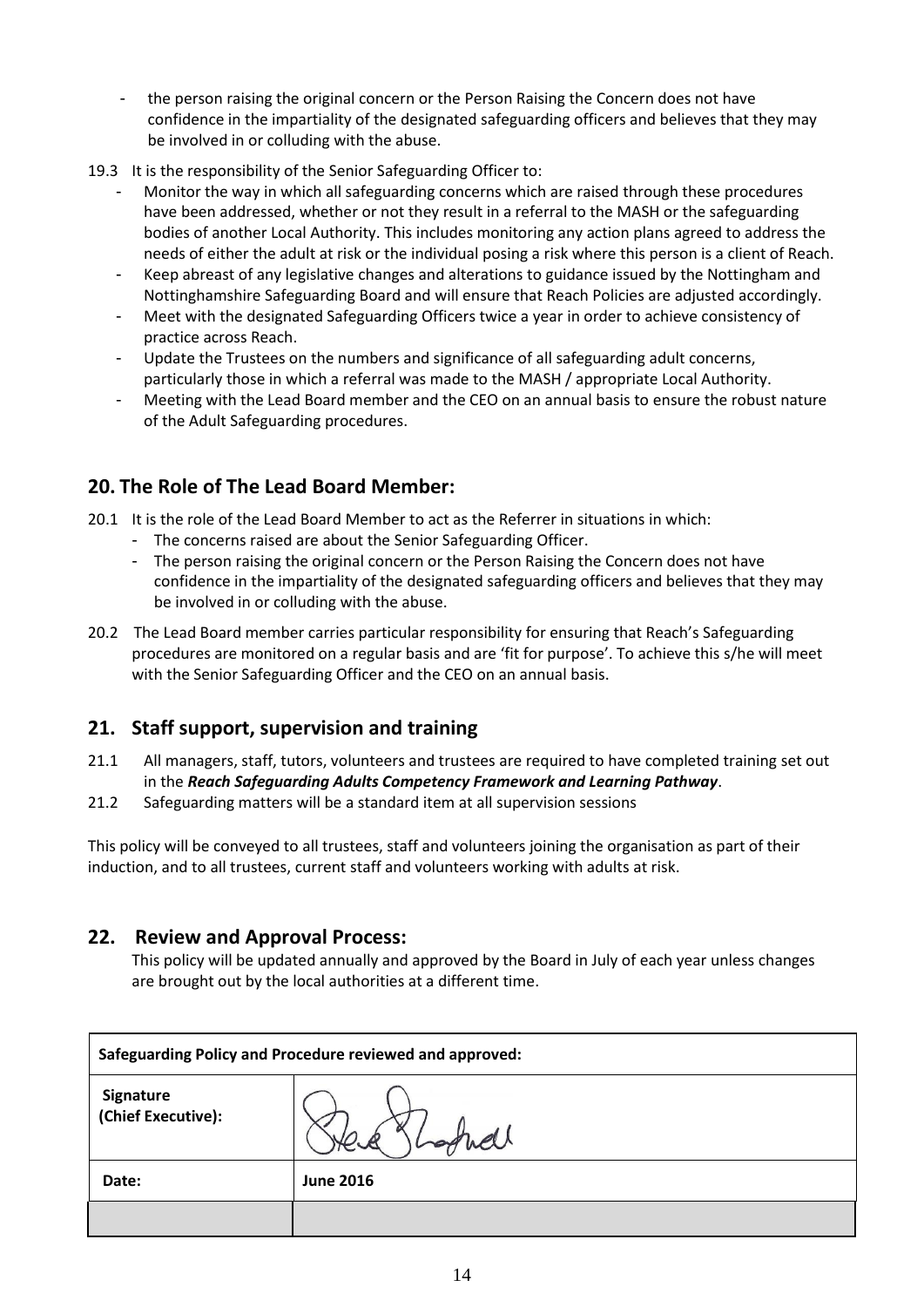- the person raising the original concern or the Person Raising the Concern does not have confidence in the impartiality of the designated safeguarding officers and believes that they may be involved in or colluding with the abuse.

19.3 It is the responsibility of the Senior Safeguarding Officer to:

- Monitor the way in which all safeguarding concerns which are raised through these procedures have been addressed, whether or not they result in a referral to the MASH or the safeguarding bodies of another Local Authority. This includes monitoring any action plans agreed to address the needs of either the adult at risk or the individual posing a risk where this person is a client of Reach.
- Keep abreast of any legislative changes and alterations to guidance issued by the Nottingham and Nottinghamshire Safeguarding Board and will ensure that Reach Policies are adjusted accordingly.
- Meet with the designated Safeguarding Officers twice a year in order to achieve consistency of practice across Reach.
- Update the Trustees on the numbers and significance of all safeguarding adult concerns, particularly those in which a referral was made to the MASH / appropriate Local Authority.
- Meeting with the Lead Board member and the CEO on an annual basis to ensure the robust nature of the Adult Safeguarding procedures.

## 20. The Role of The Lead Board Member:

20.1 It is the role of the Lead Board Member to act as the Referrer in situations in which:

- The concerns raised are about the Senior Safeguarding Officer.
- The person raising the original concern or the Person Raising the Concern does not have confidence in the impartiality of the designated safeguarding officers and believes that they may be involved in or colluding with the abuse.

20.2 The Lead Board member carries particular responsibility for ensuring that Reach's Safeguarding procedures are monitored on a regular basis and are 'fit for purpose'. To achieve this s/he will meet with the Senior Safeguarding Officer and the CEO on an annual basis.

## 21. Staff support, supervision and training

21.1 All managers, staff, tutors, volunteers and trustees are required to have completed training set out in the ***Reach Safeguarding Adults Competency Framework and Learning Pathway***.

21.2 Safeguarding matters will be a standard item at all supervision sessions

This policy will be conveyed to all trustees, staff and volunteers joining the organisation as part of their induction, and to all trustees, current staff and volunteers working with adults at risk.

## 22. Review and Approval Process:

This policy will be updated annually and approved by the Board in July of each year unless changes are brought out by the local authorities at a different time.

| Safeguarding Policy and Procedure reviewed and approved: | |
|---|---|
| **Signature (Chief Executive):** | [signature] |
| **Date:** | **June 2016** |
| | |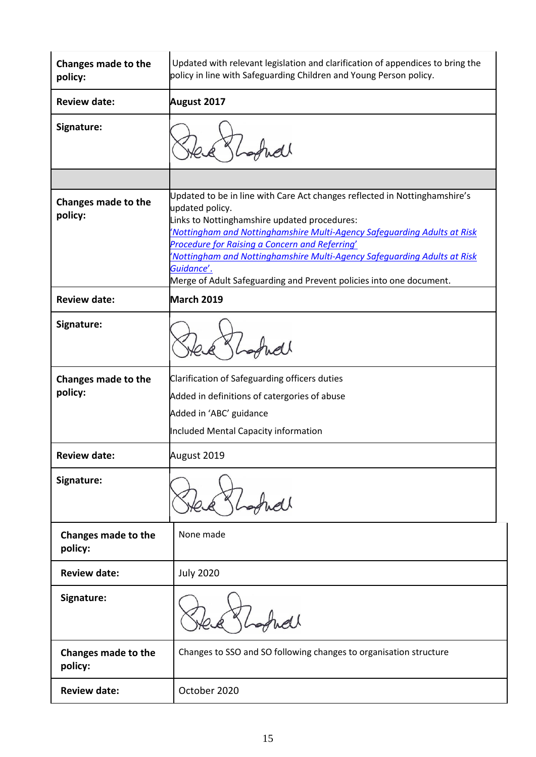| | |
|---|---|
| **Changes made to the policy:** | Updated with relevant legislation and clarification of appendices to bring the policy in line with Safeguarding Children and Young Person policy. |
| **Review date:** | **August 2017** |
| **Signature:** | |
| | |
| **Changes made to the policy:** | Updated to be in line with Care Act changes reflected in Nottinghamshire's updated policy.<br>Links to Nottinghamshire updated procedures:<br>*'Nottingham and Nottinghamshire Multi-Agency Safeguarding Adults at Risk Procedure for Raising a Concern and Referring'*<br>*'Nottingham and Nottinghamshire Multi-Agency Safeguarding Adults at Risk Guidance'*.<br>Merge of Adult Safeguarding and Prevent policies into one document. |
| **Review date:** | **March 2019** |
| **Signature:** | |
| **Changes made to the policy:** | Clarification of Safeguarding officers duties<br>Added in definitions of catergories of abuse<br>Added in 'ABC' guidance<br>Included Mental Capacity information |
| **Review date:** | August 2019 |
| **Signature:** | |
| **Changes made to the policy:** | None made |
| **Review date:** | July 2020 |
| **Signature:** | |
| **Changes made to the policy:** | Changes to SSO and SO following changes to organisation structure |
| **Review date:** | October 2020 |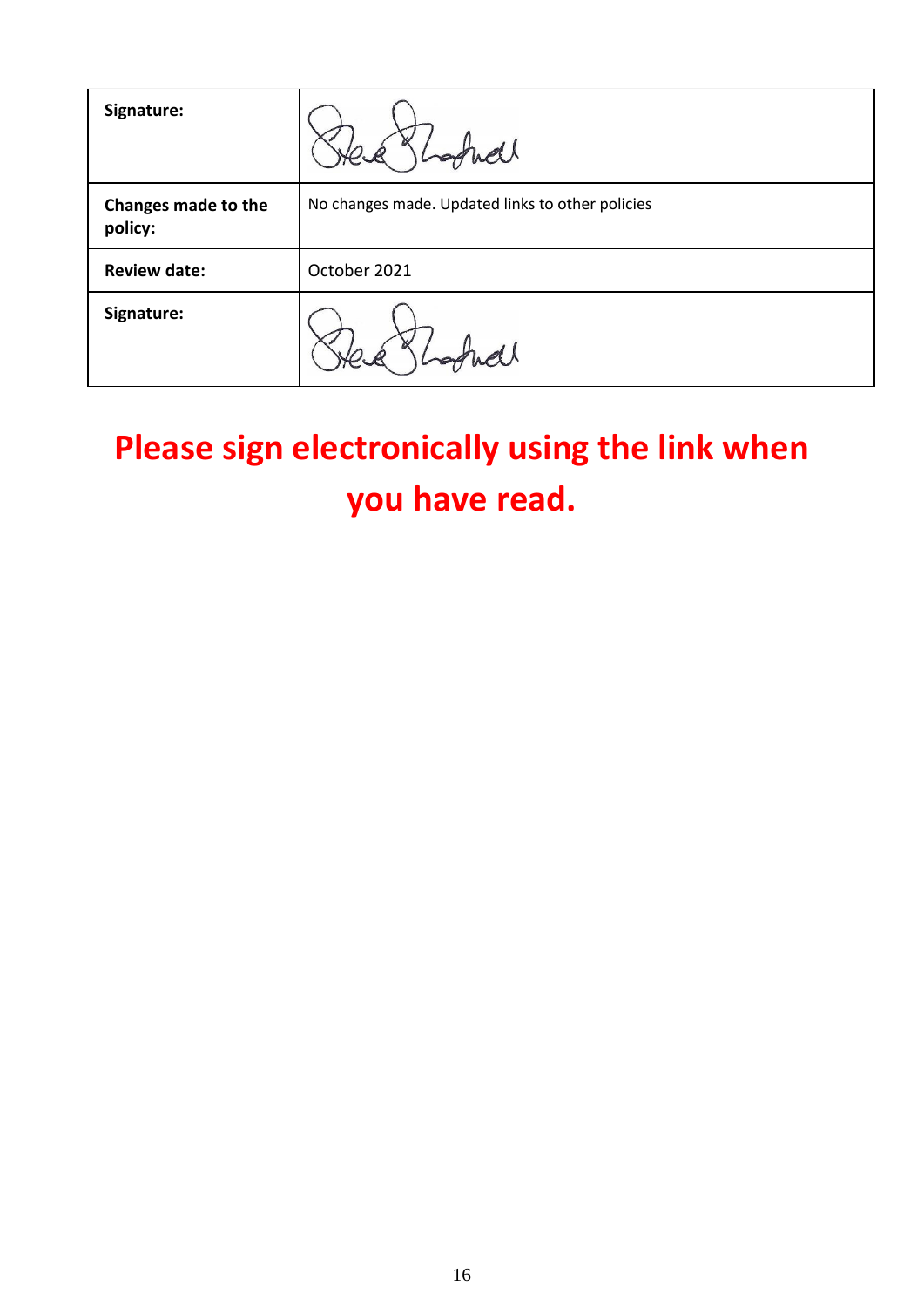| | |
|---|---|
| **Signature:** | |
| **Changes made to the policy:** | No changes made. Updated links to other policies |
| **Review date:** | October 2021 |
| **Signature:** | |

**Please sign electronically using the link when you have read.**